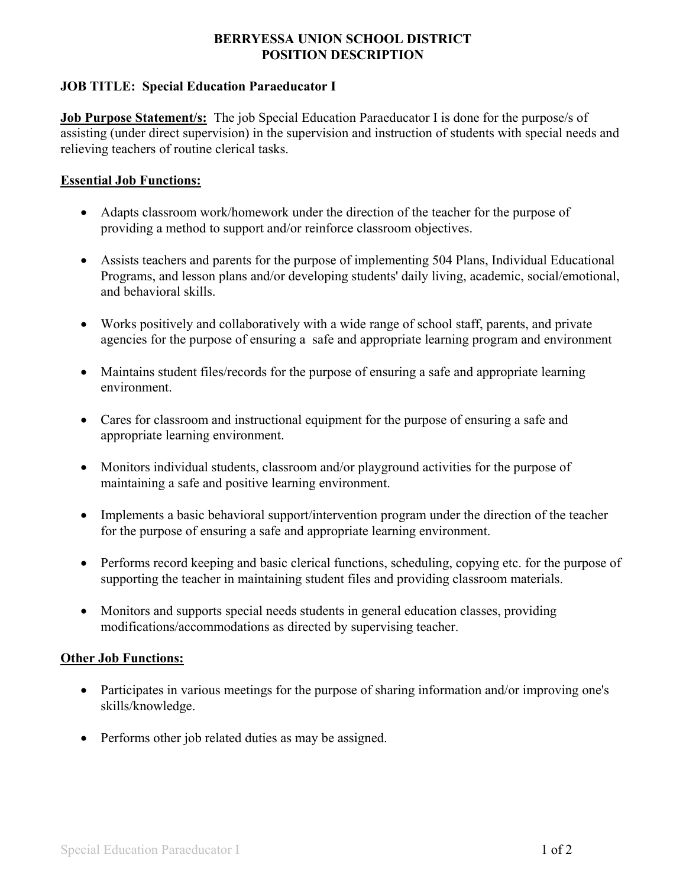# BERRYESSA UNION SCHOOL DISTRICT
# POSITION DESCRIPTION

**JOB TITLE: Special Education Paraeducator I**

**<u>Job Purpose Statement/s:</u>** The job Special Education Paraeducator I is done for the purpose/s of assisting (under direct supervision) in the supervision and instruction of students with special needs and relieving teachers of routine clerical tasks.

**<u>Essential Job Functions:</u>**

- Adapts classroom work/homework under the direction of the teacher for the purpose of providing a method to support and/or reinforce classroom objectives.
- Assists teachers and parents for the purpose of implementing 504 Plans, Individual Educational Programs, and lesson plans and/or developing students' daily living, academic, social/emotional, and behavioral skills.
- Works positively and collaboratively with a wide range of school staff, parents, and private agencies for the purpose of ensuring a safe and appropriate learning program and environment
- Maintains student files/records for the purpose of ensuring a safe and appropriate learning environment.
- Cares for classroom and instructional equipment for the purpose of ensuring a safe and appropriate learning environment.
- Monitors individual students, classroom and/or playground activities for the purpose of maintaining a safe and positive learning environment.
- Implements a basic behavioral support/intervention program under the direction of the teacher for the purpose of ensuring a safe and appropriate learning environment.
- Performs record keeping and basic clerical functions, scheduling, copying etc. for the purpose of supporting the teacher in maintaining student files and providing classroom materials.
- Monitors and supports special needs students in general education classes, providing modifications/accommodations as directed by supervising teacher.

**<u>Other Job Functions:</u>**

- Participates in various meetings for the purpose of sharing information and/or improving one's skills/knowledge.
- Performs other job related duties as may be assigned.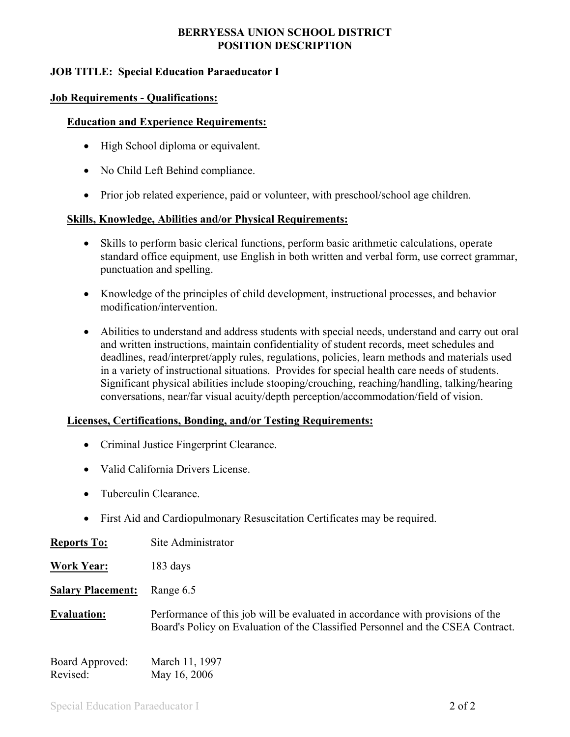# BERRYESSA UNION SCHOOL DISTRICT
# POSITION DESCRIPTION

**JOB TITLE: Special Education Paraeducator I**

## Job Requirements - Qualifications:

### Education and Experience Requirements:

- High School diploma or equivalent.
- No Child Left Behind compliance.
- Prior job related experience, paid or volunteer, with preschool/school age children.

### Skills, Knowledge, Abilities and/or Physical Requirements:

- Skills to perform basic clerical functions, perform basic arithmetic calculations, operate standard office equipment, use English in both written and verbal form, use correct grammar, punctuation and spelling.
- Knowledge of the principles of child development, instructional processes, and behavior modification/intervention.
- Abilities to understand and address students with special needs, understand and carry out oral and written instructions, maintain confidentiality of student records, meet schedules and deadlines, read/interpret/apply rules, regulations, policies, learn methods and materials used in a variety of instructional situations. Provides for special health care needs of students. Significant physical abilities include stooping/crouching, reaching/handling, talking/hearing conversations, near/far visual acuity/depth perception/accommodation/field of vision.

### Licenses, Certifications, Bonding, and/or Testing Requirements:

- Criminal Justice Fingerprint Clearance.
- Valid California Drivers License.
- Tuberculin Clearance.
- First Aid and Cardiopulmonary Resuscitation Certificates may be required.

**Reports To:** Site Administrator

**Work Year:** 183 days

**Salary Placement:** Range 6.5

**Evaluation:** Performance of this job will be evaluated in accordance with provisions of the Board's Policy on Evaluation of the Classified Personnel and the CSEA Contract.

Board Approved: March 11, 1997
Revised: May 16, 2006